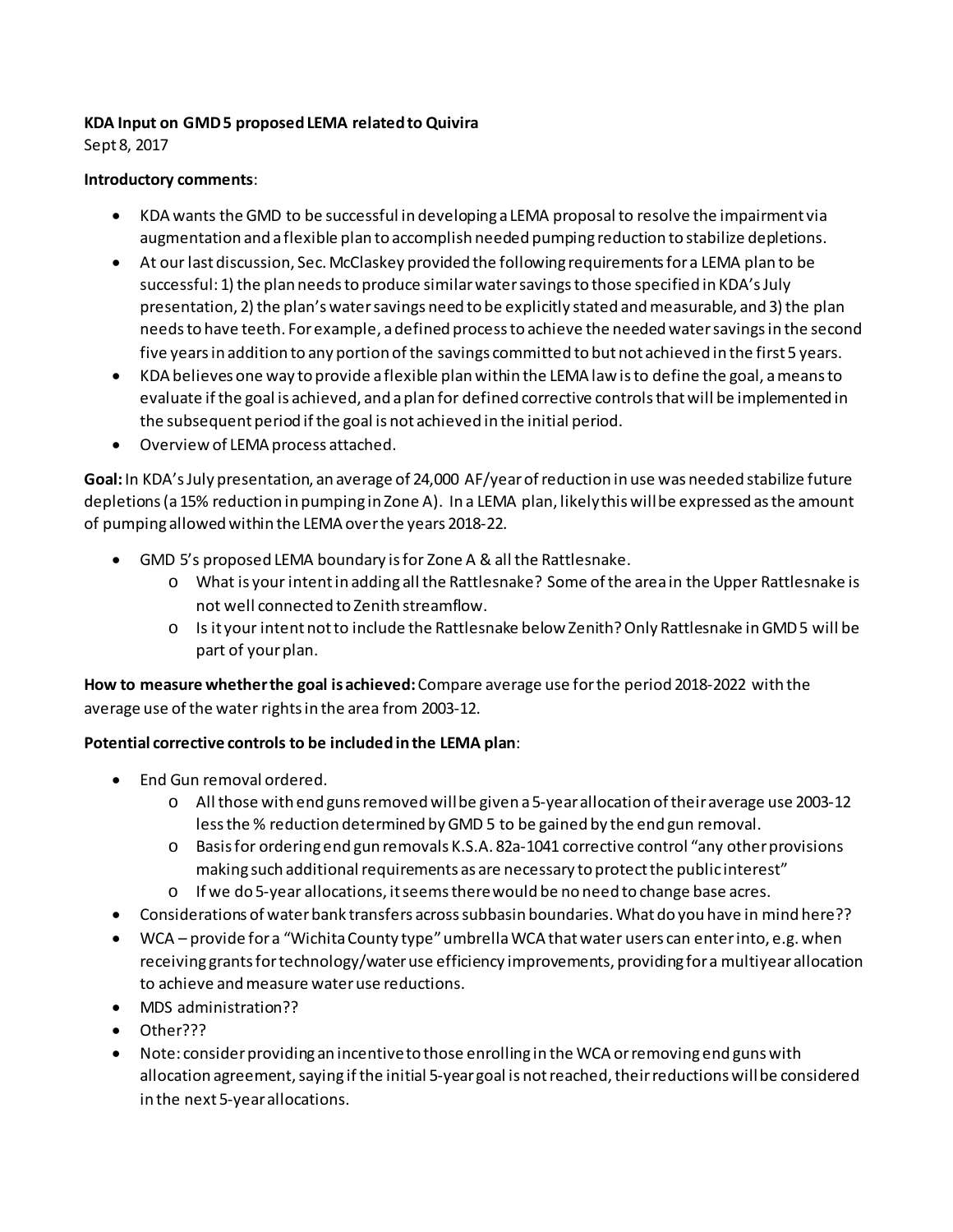**KDA Input on GMD 5 proposed LEMA related to Quivira**
Sept 8, 2017

**Introductory comments**:

- KDA wants the GMD to be successful in developing a LEMA proposal to resolve the impairment via augmentation and a flexible plan to accomplish needed pumping reduction to stabilize depletions.
- At our last discussion, Sec. McClaskey provided the following requirements for a LEMA plan to be successful: 1) the plan needs to produce similar water savings to those specified in KDA's July presentation, 2) the plan's water savings need to be explicitly stated and measurable, and 3) the plan needs to have teeth. For example, a defined process to achieve the needed water savings in the second five years in addition to any portion of the savings committed to but not achieved in the first 5 years.
- KDA believes one way to provide a flexible plan within the LEMA law is to define the goal, a means to evaluate if the goal is achieved, and a plan for defined corrective controls that will be implemented in the subsequent period if the goal is not achieved in the initial period.
- Overview of LEMA process attached.

**Goal:** In KDA's July presentation, an average of 24,000 AF/year of reduction in use was needed stabilize future depletions (a 15% reduction in pumping in Zone A). In a LEMA plan, likely this will be expressed as the amount of pumping allowed within the LEMA over the years 2018-22.

- GMD 5's proposed LEMA boundary is for Zone A & all the Rattlesnake.
    - What is your intent in adding all the Rattlesnake? Some of the area in the Upper Rattlesnake is not well connected to Zenith streamflow.
    - Is it your intent not to include the Rattlesnake below Zenith? Only Rattlesnake in GMD 5 will be part of your plan.

**How to measure whether the goal is achieved:** Compare average use for the period 2018-2022 with the average use of the water rights in the area from 2003-12.

**Potential corrective controls to be included in the LEMA plan**:

- End Gun removal ordered.
    - All those with end guns removed will be given a 5-year allocation of their average use 2003-12 less the % reduction determined by GMD 5 to be gained by the end gun removal.
    - Basis for ordering end gun removals K.S.A. 82a-1041 corrective control "any other provisions making such additional requirements as are necessary to protect the public interest"
    - If we do 5-year allocations, it seems there would be no need to change base acres.
- Considerations of water bank transfers across subbasin boundaries. What do you have in mind here??
- WCA – provide for a "Wichita County type" umbrella WCA that water users can enter into, e.g. when receiving grants for technology/water use efficiency improvements, providing for a multiyear allocation to achieve and measure water use reductions.
- MDS administration??
- Other???
- Note: consider providing an incentive to those enrolling in the WCA or removing end guns with allocation agreement, saying if the initial 5-year goal is not reached, their reductions will be considered in the next 5-year allocations.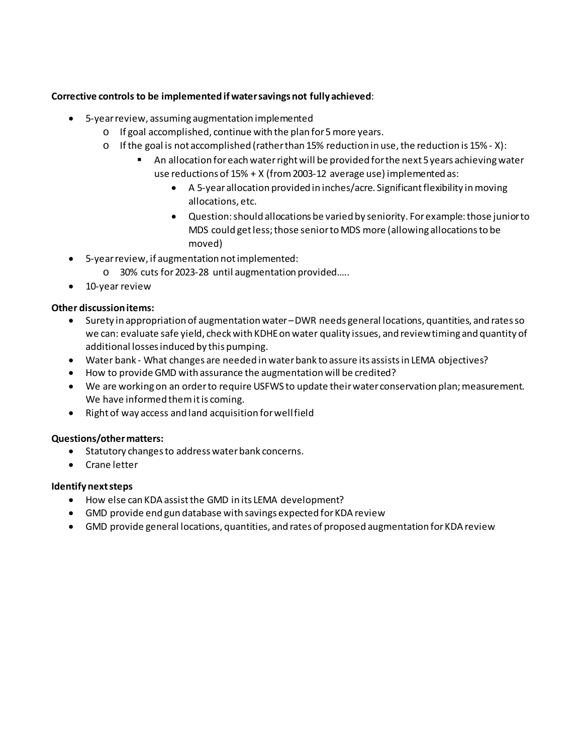**Corrective controls to be implemented if water savings not fully achieved**:

- 5-year review, assuming augmentation implemented
    - If goal accomplished, continue with the plan for 5 more years.
    - If the goal is not accomplished (rather than 15% reduction in use, the reduction is 15% - X):
        - An allocation for each water right will be provided for the next 5 years achieving water use reductions of 15% + X (from 2003-12 average use) implemented as:
            - A 5-year allocation provided in inches/acre. Significant flexibility in moving allocations, etc.
            - Question: should allocations be varied by seniority. For example: those junior to MDS could get less; those senior to MDS more (allowing allocations to be moved)
- 5-year review, if augmentation not implemented:
    - 30% cuts for 2023-28 until augmentation provided…..
- 10-year review

**Other discussion items:**

- Surety in appropriation of augmentation water – DWR needs general locations, quantities, and rates so we can: evaluate safe yield, check with KDHE on water quality issues, and review timing and quantity of additional losses induced by this pumping.
- Water bank - What changes are needed in water bank to assure its assists in LEMA objectives?
- How to provide GMD with assurance the augmentation will be credited?
- We are working on an order to require USFWS to update their water conservation plan; measurement. We have informed them it is coming.
- Right of way access and land acquisition for well field

**Questions/other matters:**

- Statutory changes to address water bank concerns.
- Crane letter

**Identify next steps**

- How else can KDA assist the GMD in its LEMA development?
- GMD provide end gun database with savings expected for KDA review
- GMD provide general locations, quantities, and rates of proposed augmentation for KDA review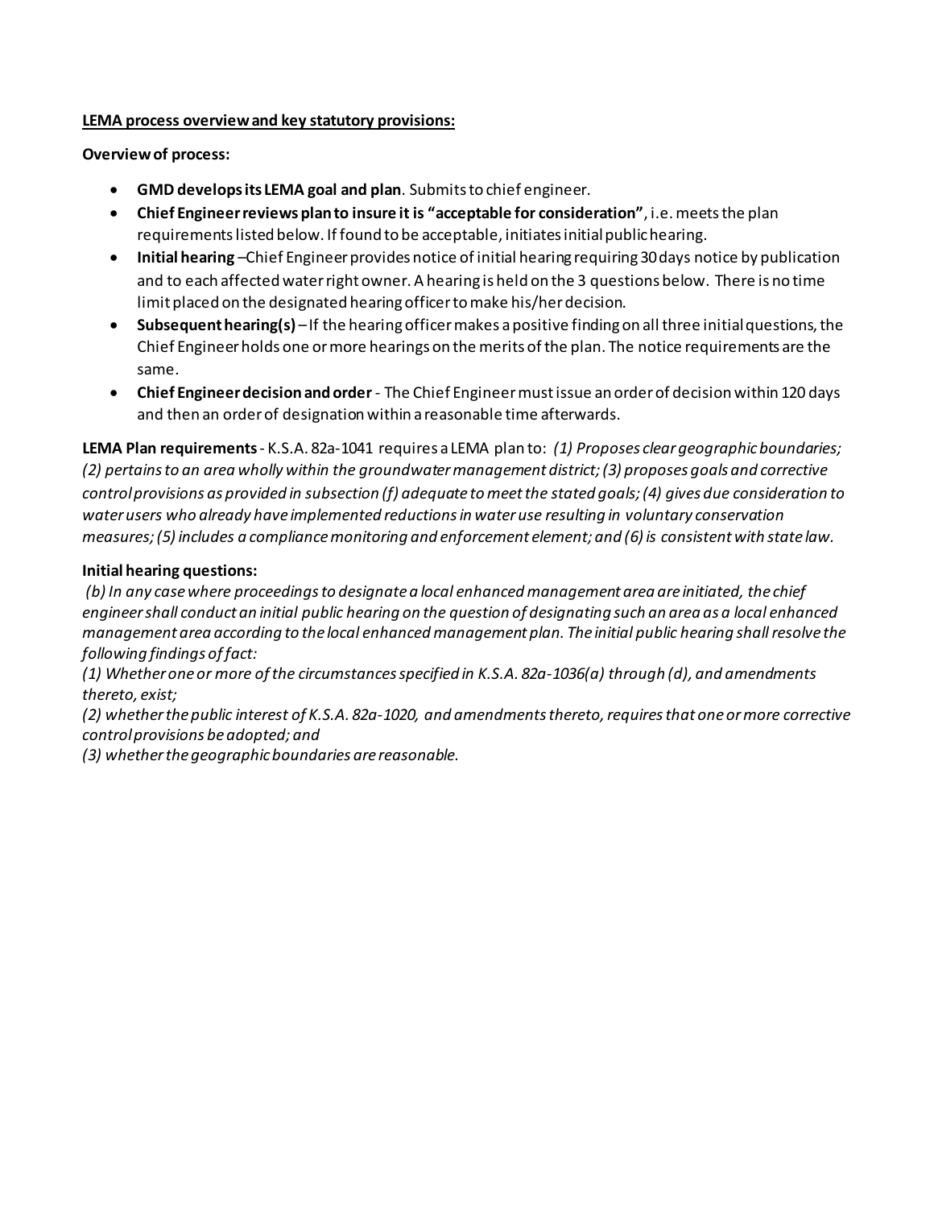**<u>LEMA process overview and key statutory provisions:</u>**

**Overview of process:**

- **GMD develops its LEMA goal and plan**. Submits to chief engineer.
- **Chief Engineer reviews plan to insure it is "acceptable for consideration"**, i.e. meets the plan requirements listed below. If found to be acceptable, initiates initial public hearing.
- **Initial hearing** –Chief Engineer provides notice of initial hearing requiring 30 days notice by publication and to each affected water right owner. A hearing is held on the 3 questions below. There is no time limit placed on the designated hearing officer to make his/her decision.
- **Subsequent hearing(s)** – If the hearing officer makes a positive finding on all three initial questions, the Chief Engineer holds one or more hearings on the merits of the plan. The notice requirements are the same.
- **Chief Engineer decision and order** - The Chief Engineer must issue an order of decision within 120 days and then an order of designation within a reasonable time afterwards.

**LEMA Plan requirements** - K.S.A. 82a-1041 requires a LEMA plan to: *(1) Proposes clear geographic boundaries; (2) pertains to an area wholly within the groundwater management district; (3) proposes goals and corrective control provisions as provided in subsection (f) adequate to meet the stated goals; (4) gives due consideration to water users who already have implemented reductions in water use resulting in voluntary conservation measures; (5) includes a compliance monitoring and enforcement element; and (6) is consistent with state law.*

**Initial hearing questions:**

*(b) In any case where proceedings to designate a local enhanced management area are initiated, the chief engineer shall conduct an initial public hearing on the question of designating such an area as a local enhanced management area according to the local enhanced management plan. The initial public hearing shall resolve the following findings of fact:*

*(1) Whether one or more of the circumstances specified in K.S.A. 82a-1036(a) through (d), and amendments thereto, exist;*

*(2) whether the public interest of K.S.A. 82a-1020, and amendments thereto, requires that one or more corrective control provisions be adopted; and*

*(3) whether the geographic boundaries are reasonable.*